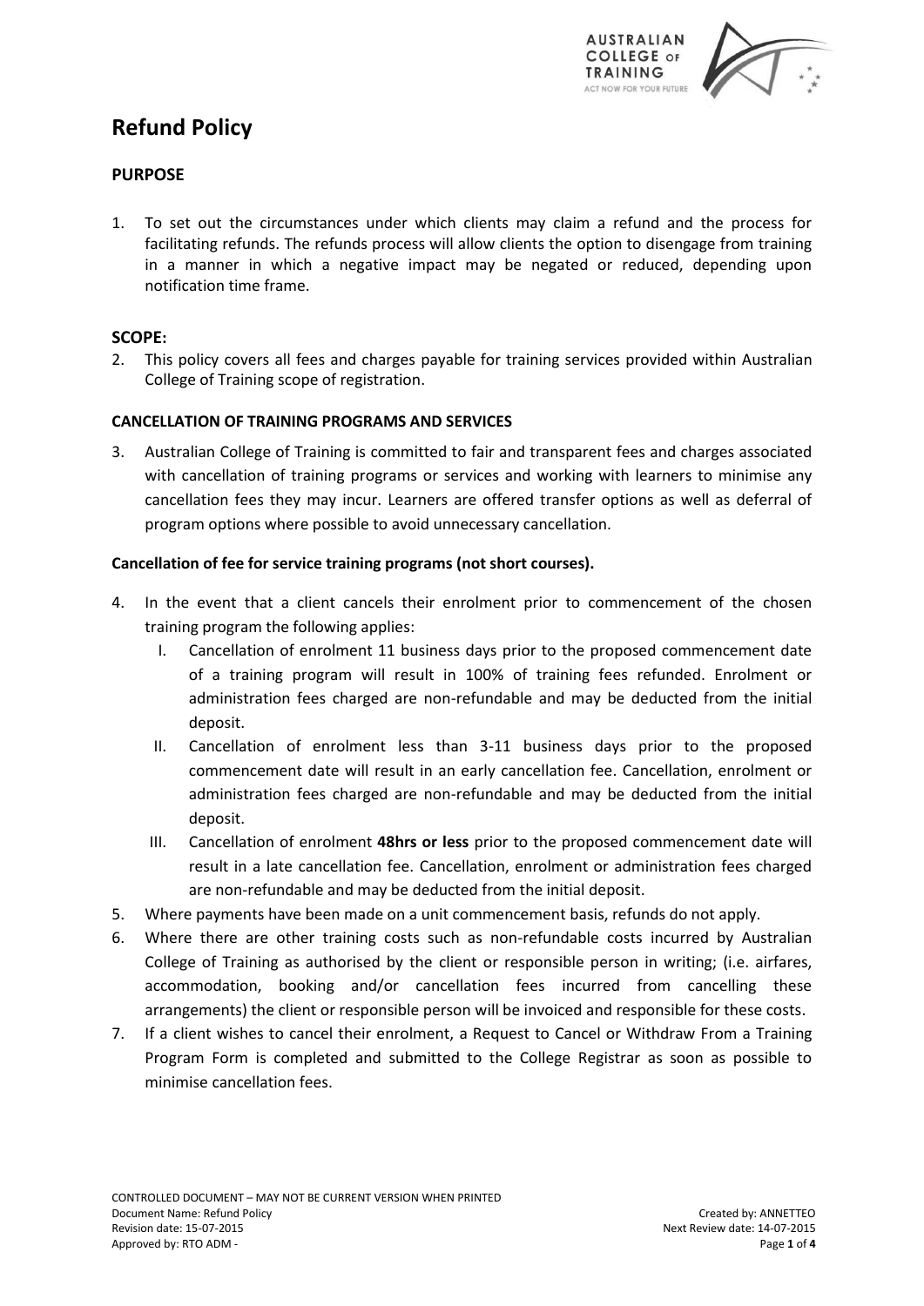# Refund Policy

## PURPOSE

1. To set out the circumstances under which clients may claim a refund and the process for facilitating refunds. The refunds process will allow clients the option to disengage from training in a manner in which a negative impact may be negated or reduced, depending upon notification time frame.

## SCOPE:

2. This policy covers all fees and charges payable for training services provided within Australian College of Training scope of registration.

### CANCELLATION OF TRAINING PROGRAMS AND SERVICES

3. Australian College of Training is committed to fair and transparent fees and charges associated with cancellation of training programs or services and working with learners to minimise any cancellation fees they may incur. Learners are offered transfer options as well as deferral of program options where possible to avoid unnecessary cancellation.

**Cancellation of fee for service training programs (not short courses).**

4. In the event that a client cancels their enrolment prior to commencement of the chosen training program the following applies:
   I. Cancellation of enrolment 11 business days prior to the proposed commencement date of a training program will result in 100% of training fees refunded. Enrolment or administration fees charged are non-refundable and may be deducted from the initial deposit.
   II. Cancellation of enrolment less than 3-11 business days prior to the proposed commencement date will result in an early cancellation fee. Cancellation, enrolment or administration fees charged are non-refundable and may be deducted from the initial deposit.
   III. Cancellation of enrolment **48hrs or less** prior to the proposed commencement date will result in a late cancellation fee. Cancellation, enrolment or administration fees charged are non-refundable and may be deducted from the initial deposit.
5. Where payments have been made on a unit commencement basis, refunds do not apply.
6. Where there are other training costs such as non-refundable costs incurred by Australian College of Training as authorised by the client or responsible person in writing; (i.e. airfares, accommodation, booking and/or cancellation fees incurred from cancelling these arrangements) the client or responsible person will be invoiced and responsible for these costs.
7. If a client wishes to cancel their enrolment, a Request to Cancel or Withdraw From a Training Program Form is completed and submitted to the College Registrar as soon as possible to minimise cancellation fees.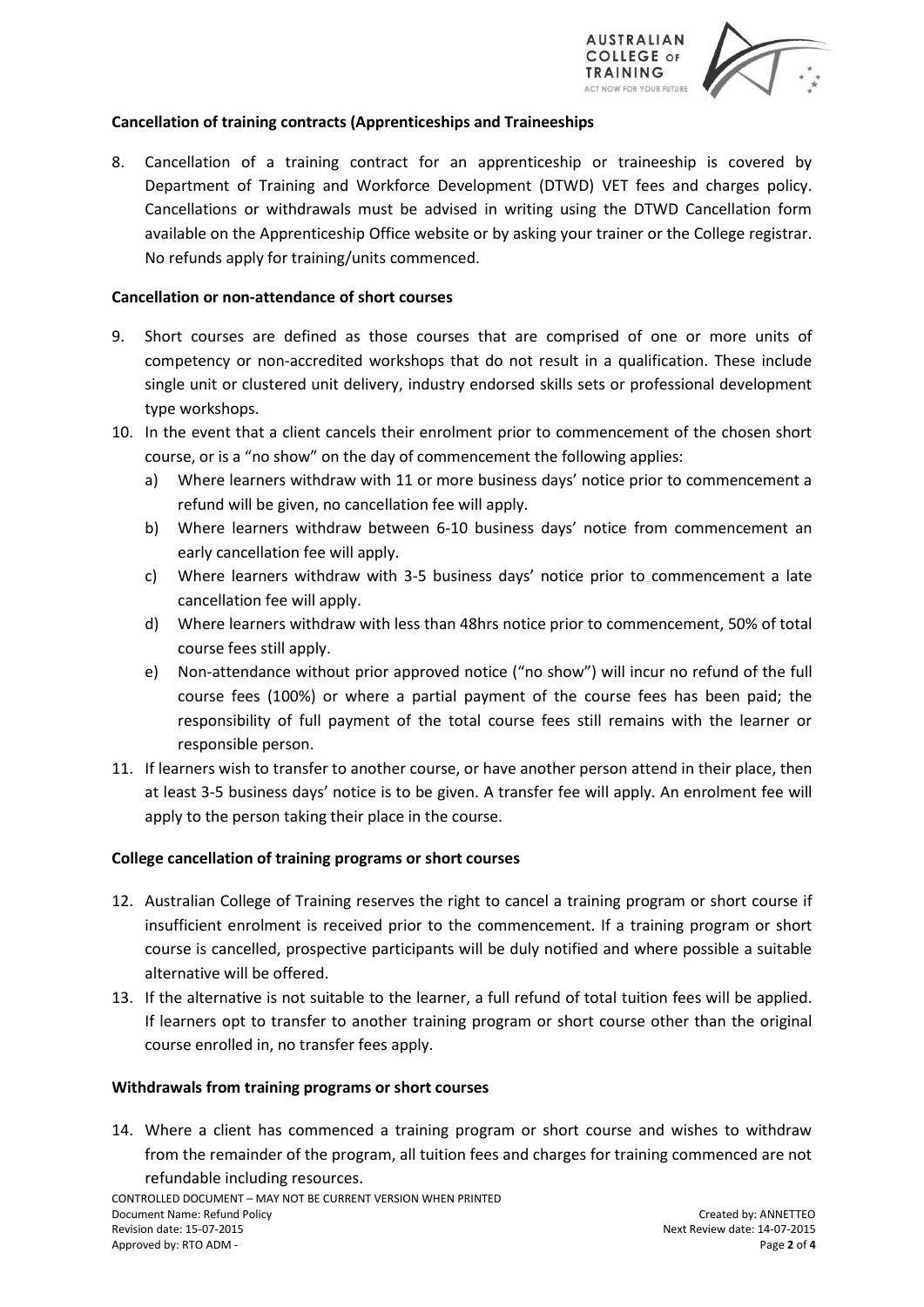**Cancellation of training contracts (Apprenticeships and Traineeships**

8. Cancellation of a training contract for an apprenticeship or traineeship is covered by Department of Training and Workforce Development (DTWD) VET fees and charges policy. Cancellations or withdrawals must be advised in writing using the DTWD Cancellation form available on the Apprenticeship Office website or by asking your trainer or the College registrar. No refunds apply for training/units commenced.

**Cancellation or non-attendance of short courses**

9. Short courses are defined as those courses that are comprised of one or more units of competency or non-accredited workshops that do not result in a qualification. These include single unit or clustered unit delivery, industry endorsed skills sets or professional development type workshops.
10. In the event that a client cancels their enrolment prior to commencement of the chosen short course, or is a "no show" on the day of commencement the following applies:
    a) Where learners withdraw with 11 or more business days' notice prior to commencement a refund will be given, no cancellation fee will apply.
    b) Where learners withdraw between 6-10 business days' notice from commencement an early cancellation fee will apply.
    c) Where learners withdraw with 3-5 business days' notice prior to commencement a late cancellation fee will apply.
    d) Where learners withdraw with less than 48hrs notice prior to commencement, 50% of total course fees still apply.
    e) Non-attendance without prior approved notice ("no show") will incur no refund of the full course fees (100%) or where a partial payment of the course fees has been paid; the responsibility of full payment of the total course fees still remains with the learner or responsible person.
11. If learners wish to transfer to another course, or have another person attend in their place, then at least 3-5 business days' notice is to be given. A transfer fee will apply. An enrolment fee will apply to the person taking their place in the course.

**College cancellation of training programs or short courses**

12. Australian College of Training reserves the right to cancel a training program or short course if insufficient enrolment is received prior to the commencement. If a training program or short course is cancelled, prospective participants will be duly notified and where possible a suitable alternative will be offered.
13. If the alternative is not suitable to the learner, a full refund of total tuition fees will be applied. If learners opt to transfer to another training program or short course other than the original course enrolled in, no transfer fees apply.

**Withdrawals from training programs or short courses**

14. Where a client has commenced a training program or short course and wishes to withdraw from the remainder of the program, all tuition fees and charges for training commenced are not refundable including resources.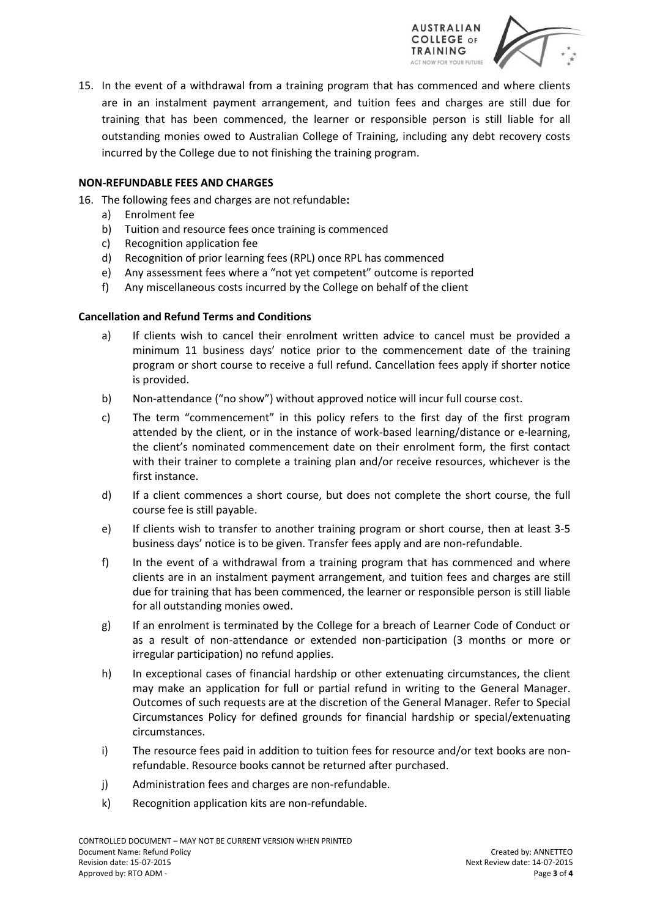15. In the event of a withdrawal from a training program that has commenced and where clients are in an instalment payment arrangement, and tuition fees and charges are still due for training that has been commenced, the learner or responsible person is still liable for all outstanding monies owed to Australian College of Training, including any debt recovery costs incurred by the College due to not finishing the training program.

**NON-REFUNDABLE FEES AND CHARGES**

16. The following fees and charges are not refundable**:**
    a) Enrolment fee
    b) Tuition and resource fees once training is commenced
    c) Recognition application fee
    d) Recognition of prior learning fees (RPL) once RPL has commenced
    e) Any assessment fees where a "not yet competent" outcome is reported
    f) Any miscellaneous costs incurred by the College on behalf of the client

**Cancellation and Refund Terms and Conditions**

a) If clients wish to cancel their enrolment written advice to cancel must be provided a minimum 11 business days' notice prior to the commencement date of the training program or short course to receive a full refund. Cancellation fees apply if shorter notice is provided.

b) Non-attendance ("no show") without approved notice will incur full course cost.

c) The term "commencement" in this policy refers to the first day of the first program attended by the client, or in the instance of work-based learning/distance or e-learning, the client's nominated commencement date on their enrolment form, the first contact with their trainer to complete a training plan and/or receive resources, whichever is the first instance.

d) If a client commences a short course, but does not complete the short course, the full course fee is still payable.

e) If clients wish to transfer to another training program or short course, then at least 3-5 business days' notice is to be given. Transfer fees apply and are non-refundable.

f) In the event of a withdrawal from a training program that has commenced and where clients are in an instalment payment arrangement, and tuition fees and charges are still due for training that has been commenced, the learner or responsible person is still liable for all outstanding monies owed.

g) If an enrolment is terminated by the College for a breach of Learner Code of Conduct or as a result of non-attendance or extended non-participation (3 months or more or irregular participation) no refund applies.

h) In exceptional cases of financial hardship or other extenuating circumstances, the client may make an application for full or partial refund in writing to the General Manager. Outcomes of such requests are at the discretion of the General Manager. Refer to Special Circumstances Policy for defined grounds for financial hardship or special/extenuating circumstances.

i) The resource fees paid in addition to tuition fees for resource and/or text books are non-refundable. Resource books cannot be returned after purchased.

j) Administration fees and charges are non-refundable.

k) Recognition application kits are non-refundable.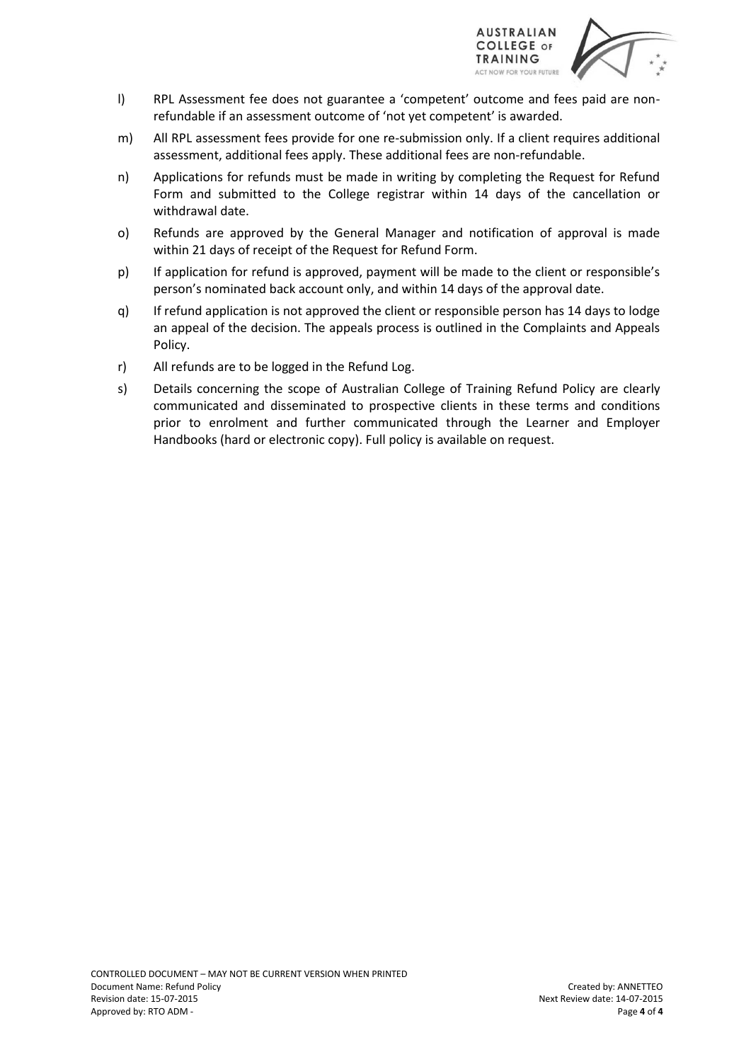l) RPL Assessment fee does not guarantee a 'competent' outcome and fees paid are non-refundable if an assessment outcome of 'not yet competent' is awarded.

m) All RPL assessment fees provide for one re-submission only. If a client requires additional assessment, additional fees apply. These additional fees are non-refundable.

n) Applications for refunds must be made in writing by completing the Request for Refund Form and submitted to the College registrar within 14 days of the cancellation or withdrawal date.

o) Refunds are approved by the General Manager and notification of approval is made within 21 days of receipt of the Request for Refund Form.

p) If application for refund is approved, payment will be made to the client or responsible's person's nominated back account only, and within 14 days of the approval date.

q) If refund application is not approved the client or responsible person has 14 days to lodge an appeal of the decision. The appeals process is outlined in the Complaints and Appeals Policy.

r) All refunds are to be logged in the Refund Log.

s) Details concerning the scope of Australian College of Training Refund Policy are clearly communicated and disseminated to prospective clients in these terms and conditions prior to enrolment and further communicated through the Learner and Employer Handbooks (hard or electronic copy). Full policy is available on request.